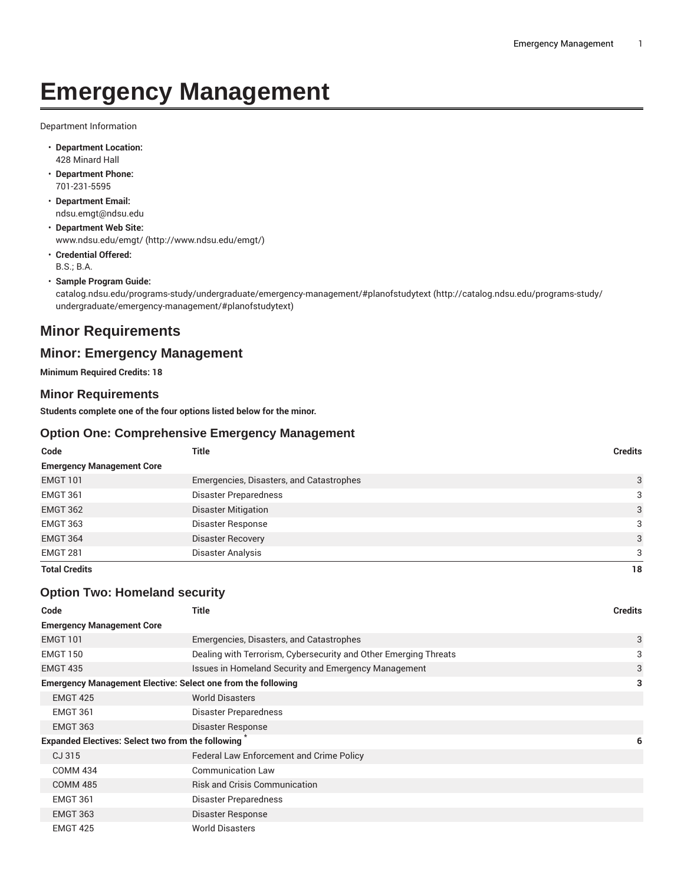# Emergency Management

Department Information

- **Department Location:**
  428 Minard Hall
- **Department Phone:**
  701-231-5595
- **Department Email:**
  ndsu.emgt@ndsu.edu
- **Department Web Site:**
  www.ndsu.edu/emgt/ (http://www.ndsu.edu/emgt/)
- **Credential Offered:**
  B.S.; B.A.
- **Sample Program Guide:**
  catalog.ndsu.edu/programs-study/undergraduate/emergency-management/#planofstudytext (http://catalog.ndsu.edu/programs-study/undergraduate/emergency-management/#planofstudytext)

## Minor Requirements

## Minor: Emergency Management

**Minimum Required Credits: 18**

### Minor Requirements

**Students complete one of the four options listed below for the minor.**

### Option One: Comprehensive Emergency Management

| Code | Title | Credits |
|---|---|---|
| **Emergency Management Core** | | |
| EMGT 101 | Emergencies, Disasters, and Catastrophes | 3 |
| EMGT 361 | Disaster Preparedness | 3 |
| EMGT 362 | Disaster Mitigation | 3 |
| EMGT 363 | Disaster Response | 3 |
| EMGT 364 | Disaster Recovery | 3 |
| EMGT 281 | Disaster Analysis | 3 |
| **Total Credits** | | **18** |

### Option Two: Homeland security

| Code | Title | Credits |
|---|---|---|
| **Emergency Management Core** | | |
| EMGT 101 | Emergencies, Disasters, and Catastrophes | 3 |
| EMGT 150 | Dealing with Terrorism, Cybersecurity and Other Emerging Threats | 3 |
| EMGT 435 | Issues in Homeland Security and Emergency Management | 3 |
| **Emergency Management Elective: Select one from the following** | | **3** |
| EMGT 425 | World Disasters | |
| EMGT 361 | Disaster Preparedness | |
| EMGT 363 | Disaster Response | |
| **Expanded Electives: Select two from the following** * | | **6** |
| CJ 315 | Federal Law Enforcement and Crime Policy | |
| COMM 434 | Communication Law | |
| COMM 485 | Risk and Crisis Communication | |
| EMGT 361 | Disaster Preparedness | |
| EMGT 363 | Disaster Response | |
| EMGT 425 | World Disasters | |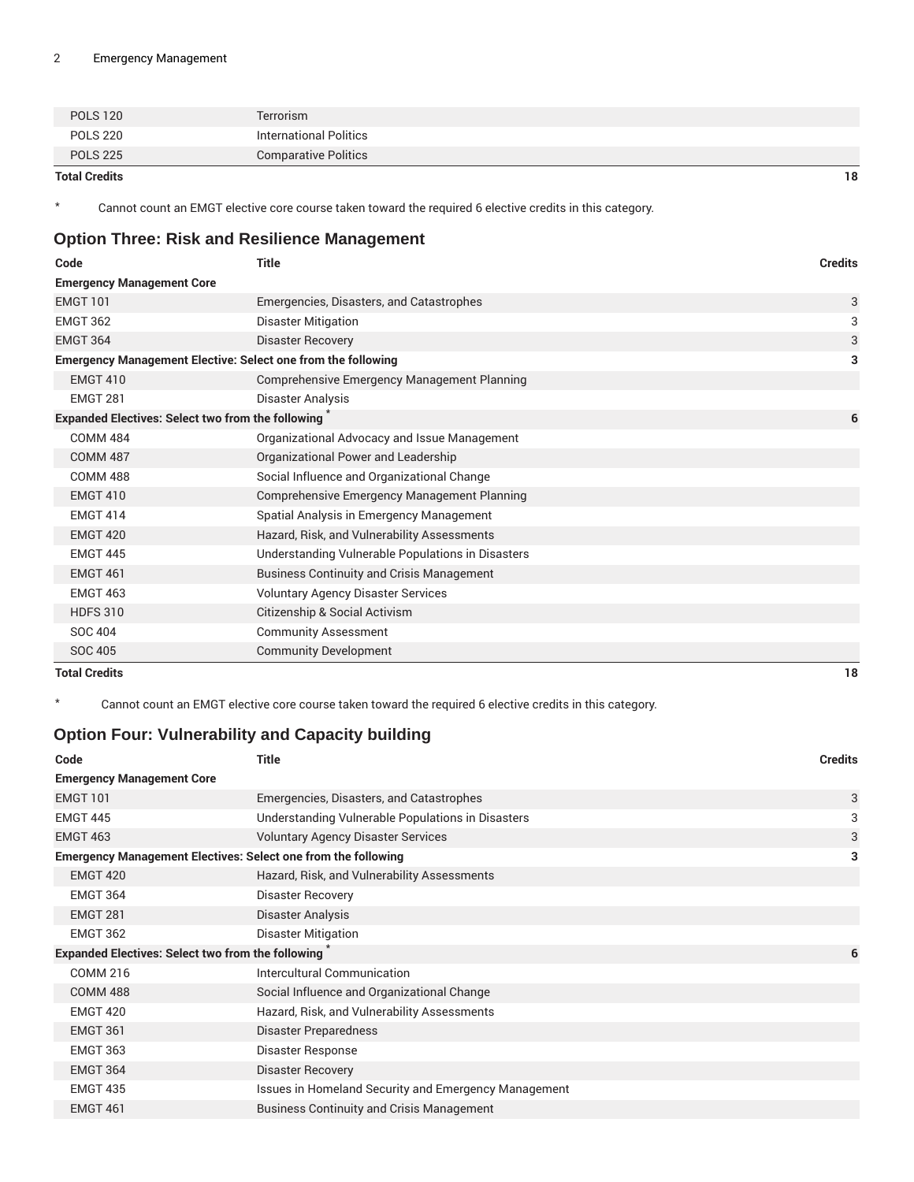| Code | Title | Credits |
| --- | --- | --- |
| POLS 120 | Terrorism | |
| POLS 220 | International Politics | |
| POLS 225 | Comparative Politics | |
| **Total Credits** | | **18** |

* Cannot count an EMGT elective core course taken toward the required 6 elective credits in this category.

## Option Three: Risk and Resilience Management

| Code | Title | Credits |
| --- | --- | --- |
| **Emergency Management Core** | | |
| EMGT 101 | Emergencies, Disasters, and Catastrophes | 3 |
| EMGT 362 | Disaster Mitigation | 3 |
| EMGT 364 | Disaster Recovery | 3 |
| **Emergency Management Elective: Select one from the following** | | **3** |
| EMGT 410 | Comprehensive Emergency Management Planning | |
| EMGT 281 | Disaster Analysis | |
| **Expanded Electives: Select two from the following** * | | **6** |
| COMM 484 | Organizational Advocacy and Issue Management | |
| COMM 487 | Organizational Power and Leadership | |
| COMM 488 | Social Influence and Organizational Change | |
| EMGT 410 | Comprehensive Emergency Management Planning | |
| EMGT 414 | Spatial Analysis in Emergency Management | |
| EMGT 420 | Hazard, Risk, and Vulnerability Assessments | |
| EMGT 445 | Understanding Vulnerable Populations in Disasters | |
| EMGT 461 | Business Continuity and Crisis Management | |
| EMGT 463 | Voluntary Agency Disaster Services | |
| HDFS 310 | Citizenship & Social Activism | |
| SOC 404 | Community Assessment | |
| SOC 405 | Community Development | |
| **Total Credits** | | **18** |

* Cannot count an EMGT elective core course taken toward the required 6 elective credits in this category.

## Option Four: Vulnerability and Capacity building

| Code | Title | Credits |
| --- | --- | --- |
| **Emergency Management Core** | | |
| EMGT 101 | Emergencies, Disasters, and Catastrophes | 3 |
| EMGT 445 | Understanding Vulnerable Populations in Disasters | 3 |
| EMGT 463 | Voluntary Agency Disaster Services | 3 |
| **Emergency Management Electives: Select one from the following** | | **3** |
| EMGT 420 | Hazard, Risk, and Vulnerability Assessments | |
| EMGT 364 | Disaster Recovery | |
| EMGT 281 | Disaster Analysis | |
| EMGT 362 | Disaster Mitigation | |
| **Expanded Electives: Select two from the following** * | | **6** |
| COMM 216 | Intercultural Communication | |
| COMM 488 | Social Influence and Organizational Change | |
| EMGT 420 | Hazard, Risk, and Vulnerability Assessments | |
| EMGT 361 | Disaster Preparedness | |
| EMGT 363 | Disaster Response | |
| EMGT 364 | Disaster Recovery | |
| EMGT 435 | Issues in Homeland Security and Emergency Management | |
| EMGT 461 | Business Continuity and Crisis Management | |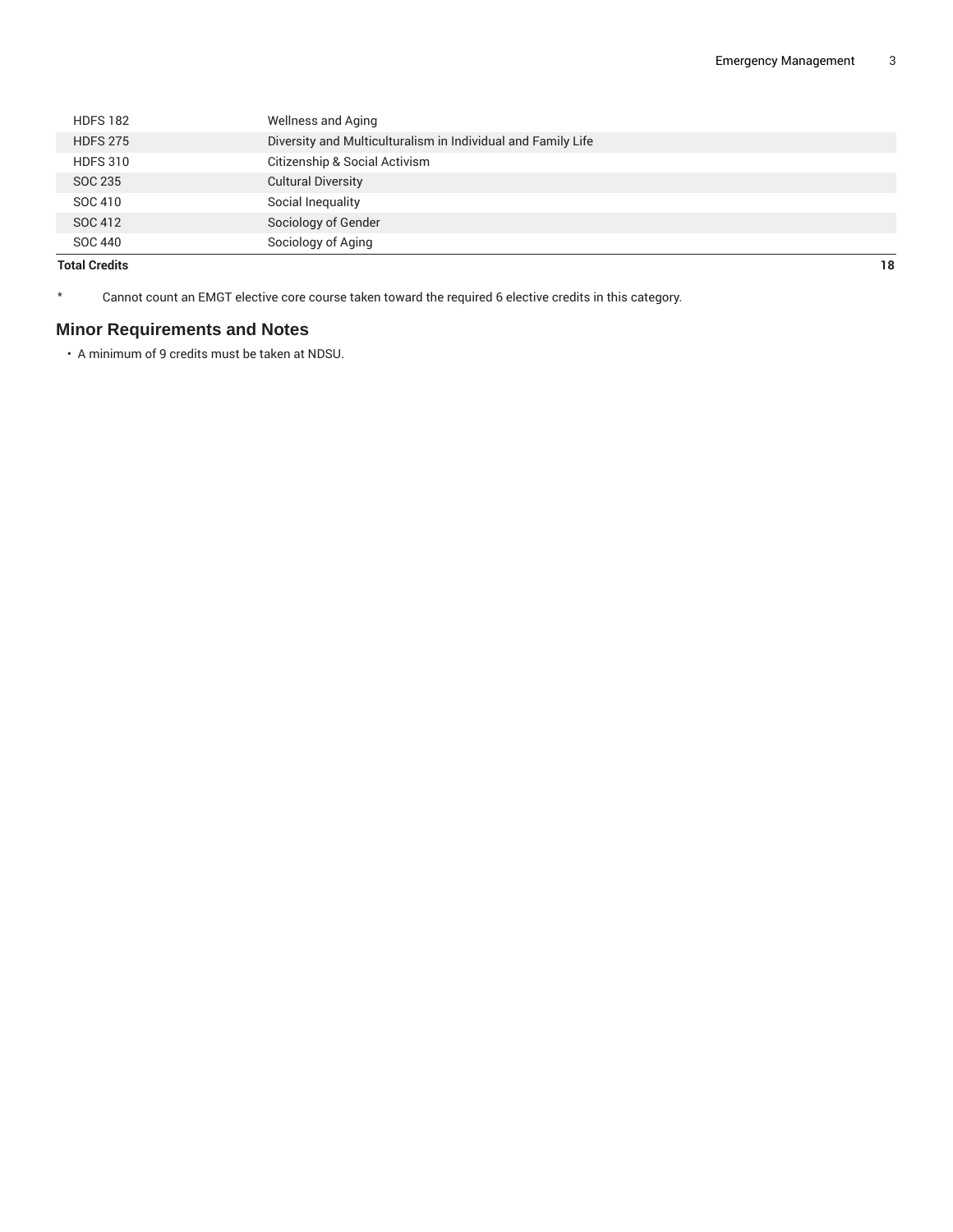| | | |
|---|---|---|
| HDFS 182 | Wellness and Aging | |
| HDFS 275 | Diversity and Multiculturalism in Individual and Family Life | |
| HDFS 310 | Citizenship & Social Activism | |
| SOC 235 | Cultural Diversity | |
| SOC 410 | Social Inequality | |
| SOC 412 | Sociology of Gender | |
| SOC 440 | Sociology of Aging | |
| **Total Credits** | | **18** |

\* Cannot count an EMGT elective core course taken toward the required 6 elective credits in this category.

## Minor Requirements and Notes

- A minimum of 9 credits must be taken at NDSU.